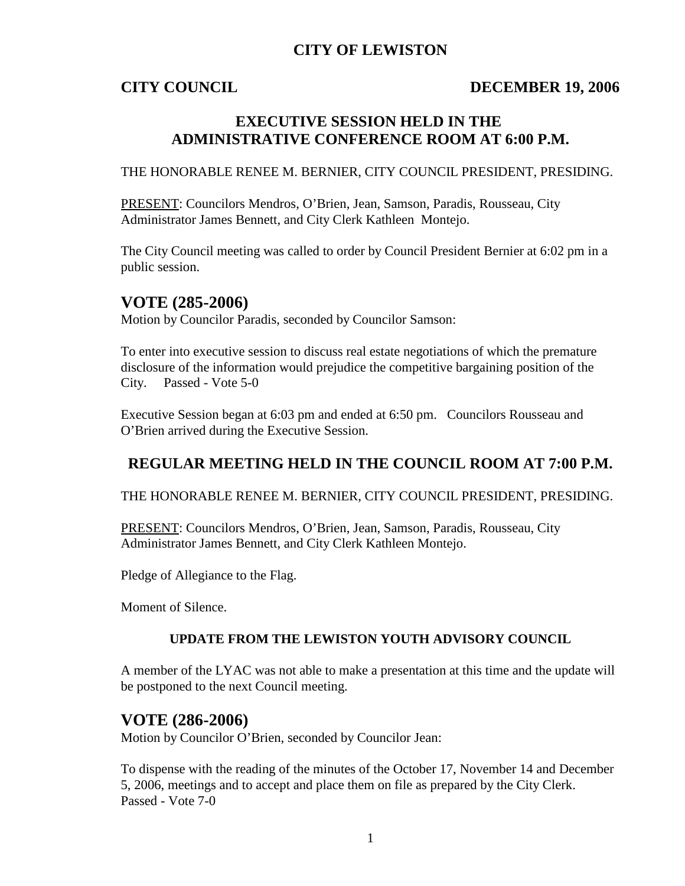# CITY OF LEWISTON

**CITY COUNCIL** **DECEMBER 19, 2006**

## EXECUTIVE SESSION HELD IN THE ADMINISTRATIVE CONFERENCE ROOM AT 6:00 P.M.

THE HONORABLE RENEE M. BERNIER, CITY COUNCIL PRESIDENT, PRESIDING.

PRESENT: Councilors Mendros, O'Brien, Jean, Samson, Paradis, Rousseau, City Administrator James Bennett, and City Clerk Kathleen Montejo.

The City Council meeting was called to order by Council President Bernier at 6:02 pm in a public session.

## VOTE (285-2006)

Motion by Councilor Paradis, seconded by Councilor Samson:

To enter into executive session to discuss real estate negotiations of which the premature disclosure of the information would prejudice the competitive bargaining position of the City. Passed - Vote 5-0

Executive Session began at 6:03 pm and ended at 6:50 pm. Councilors Rousseau and O'Brien arrived during the Executive Session.

## REGULAR MEETING HELD IN THE COUNCIL ROOM AT 7:00 P.M.

THE HONORABLE RENEE M. BERNIER, CITY COUNCIL PRESIDENT, PRESIDING.

PRESENT: Councilors Mendros, O'Brien, Jean, Samson, Paradis, Rousseau, City Administrator James Bennett, and City Clerk Kathleen Montejo.

Pledge of Allegiance to the Flag.

Moment of Silence.

### UPDATE FROM THE LEWISTON YOUTH ADVISORY COUNCIL

A member of the LYAC was not able to make a presentation at this time and the update will be postponed to the next Council meeting.

## VOTE (286-2006)

Motion by Councilor O'Brien, seconded by Councilor Jean:

To dispense with the reading of the minutes of the October 17, November 14 and December 5, 2006, meetings and to accept and place them on file as prepared by the City Clerk. Passed - Vote 7-0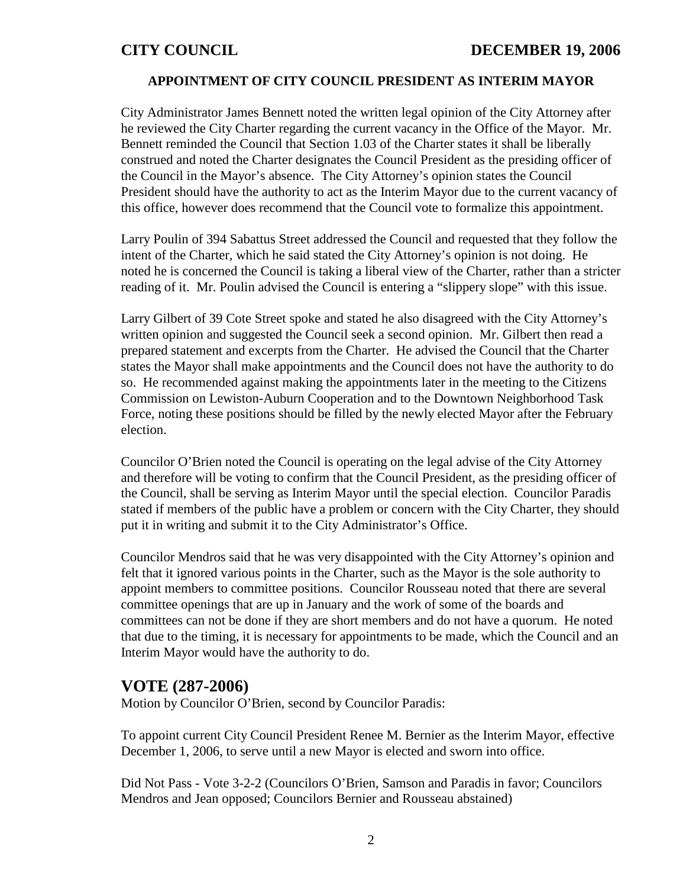**CITY COUNCIL DECEMBER 19, 2006**

### APPOINTMENT OF CITY COUNCIL PRESIDENT AS INTERIM MAYOR

City Administrator James Bennett noted the written legal opinion of the City Attorney after he reviewed the City Charter regarding the current vacancy in the Office of the Mayor. Mr. Bennett reminded the Council that Section 1.03 of the Charter states it shall be liberally construed and noted the Charter designates the Council President as the presiding officer of the Council in the Mayor's absence. The City Attorney's opinion states the Council President should have the authority to act as the Interim Mayor due to the current vacancy of this office, however does recommend that the Council vote to formalize this appointment.

Larry Poulin of 394 Sabattus Street addressed the Council and requested that they follow the intent of the Charter, which he said stated the City Attorney's opinion is not doing. He noted he is concerned the Council is taking a liberal view of the Charter, rather than a stricter reading of it. Mr. Poulin advised the Council is entering a "slippery slope" with this issue.

Larry Gilbert of 39 Cote Street spoke and stated he also disagreed with the City Attorney's written opinion and suggested the Council seek a second opinion. Mr. Gilbert then read a prepared statement and excerpts from the Charter. He advised the Council that the Charter states the Mayor shall make appointments and the Council does not have the authority to do so. He recommended against making the appointments later in the meeting to the Citizens Commission on Lewiston-Auburn Cooperation and to the Downtown Neighborhood Task Force, noting these positions should be filled by the newly elected Mayor after the February election.

Councilor O'Brien noted the Council is operating on the legal advise of the City Attorney and therefore will be voting to confirm that the Council President, as the presiding officer of the Council, shall be serving as Interim Mayor until the special election. Councilor Paradis stated if members of the public have a problem or concern with the City Charter, they should put it in writing and submit it to the City Administrator's Office.

Councilor Mendros said that he was very disappointed with the City Attorney's opinion and felt that it ignored various points in the Charter, such as the Mayor is the sole authority to appoint members to committee positions. Councilor Rousseau noted that there are several committee openings that are up in January and the work of some of the boards and committees can not be done if they are short members and do not have a quorum. He noted that due to the timing, it is necessary for appointments to be made, which the Council and an Interim Mayor would have the authority to do.

## VOTE (287-2006)

Motion by Councilor O'Brien, second by Councilor Paradis:

To appoint current City Council President Renee M. Bernier as the Interim Mayor, effective December 1, 2006, to serve until a new Mayor is elected and sworn into office.

Did Not Pass - Vote 3-2-2 (Councilors O'Brien, Samson and Paradis in favor; Councilors Mendros and Jean opposed; Councilors Bernier and Rousseau abstained)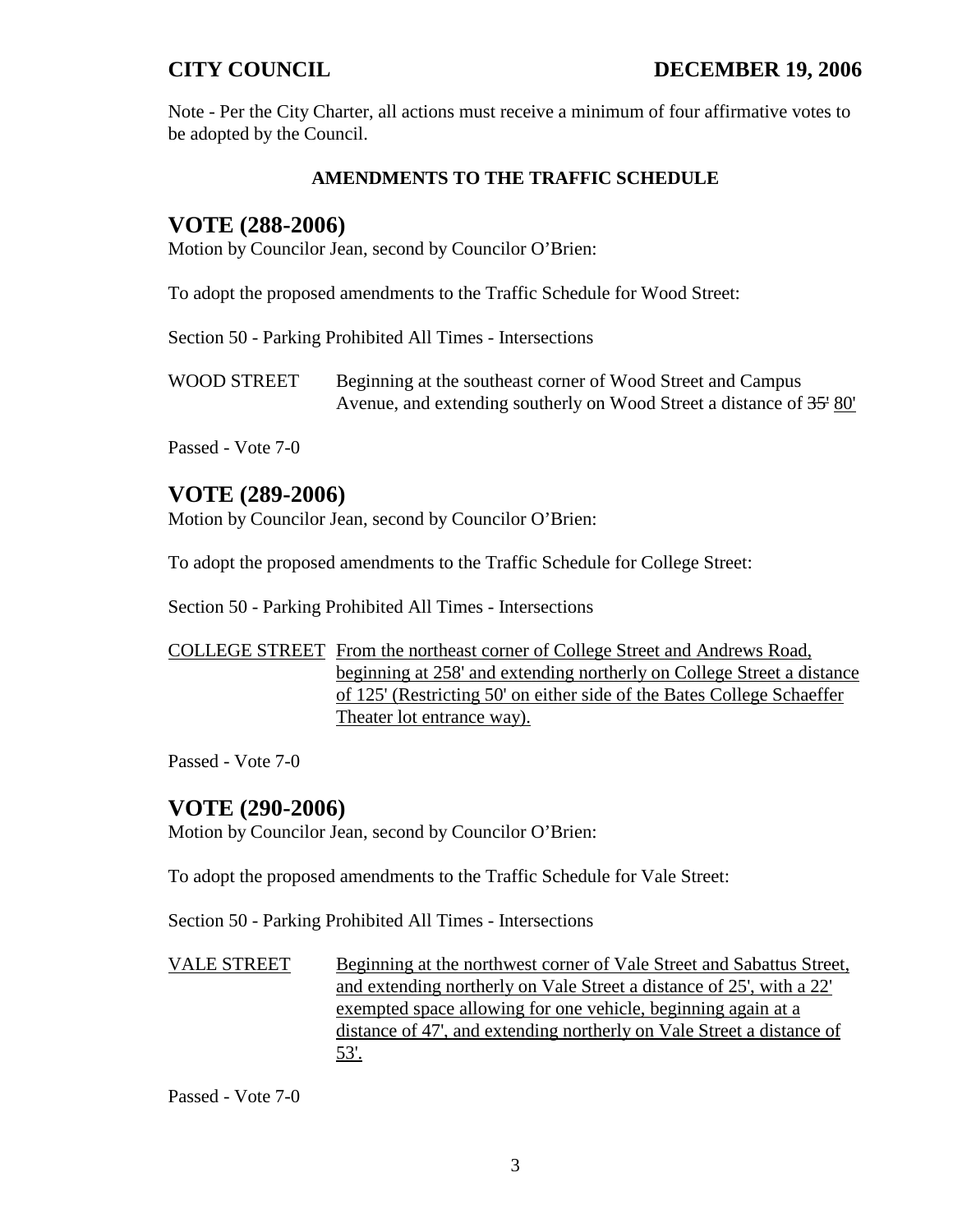Note - Per the City Charter, all actions must receive a minimum of four affirmative votes to be adopted by the Council.

**AMENDMENTS TO THE TRAFFIC SCHEDULE**

## VOTE (288-2006)

Motion by Councilor Jean, second by Councilor O'Brien:

To adopt the proposed amendments to the Traffic Schedule for Wood Street:

Section 50 - Parking Prohibited All Times - Intersections

WOOD STREET Beginning at the southeast corner of Wood Street and Campus Avenue, and extending southerly on Wood Street a distance of ~~35'~~ <u>80'</u>

Passed - Vote 7-0

## VOTE (289-2006)

Motion by Councilor Jean, second by Councilor O'Brien:

To adopt the proposed amendments to the Traffic Schedule for College Street:

Section 50 - Parking Prohibited All Times - Intersections

<u>COLLEGE STREET From the northeast corner of College Street and Andrews Road, beginning at 258' and extending northerly on College Street a distance of 125' (Restricting 50' on either side of the Bates College Schaeffer Theater lot entrance way).</u>

Passed - Vote 7-0

## VOTE (290-2006)

Motion by Councilor Jean, second by Councilor O'Brien:

To adopt the proposed amendments to the Traffic Schedule for Vale Street:

Section 50 - Parking Prohibited All Times - Intersections

<u>VALE STREET Beginning at the northwest corner of Vale Street and Sabattus Street, and extending northerly on Vale Street a distance of 25', with a 22' exempted space allowing for one vehicle, beginning again at a distance of 47', and extending northerly on Vale Street a distance of 53'.</u>

Passed - Vote 7-0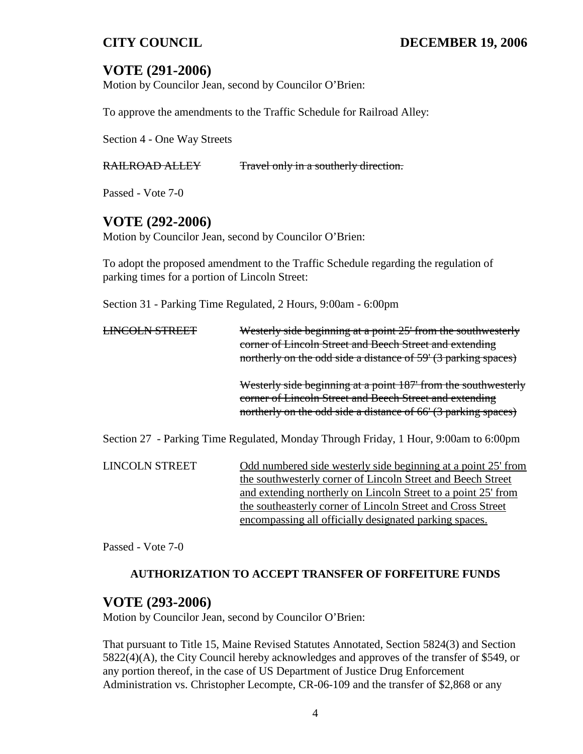## VOTE (291-2006)

Motion by Councilor Jean, second by Councilor O'Brien:

To approve the amendments to the Traffic Schedule for Railroad Alley:

Section 4 - One Way Streets

| | |
|---|---|
| ~~RAILROAD ALLEY~~ | ~~Travel only in a southerly direction.~~ |

Passed - Vote 7-0

## VOTE (292-2006)

Motion by Councilor Jean, second by Councilor O'Brien:

To adopt the proposed amendment to the Traffic Schedule regarding the regulation of parking times for a portion of Lincoln Street:

Section 31 - Parking Time Regulated, 2 Hours, 9:00am - 6:00pm

| | |
|---|---|
| ~~LINCOLN STREET~~ | ~~Westerly side beginning at a point 25' from the southwesterly corner of Lincoln Street and Beech Street and extending northerly on the odd side a distance of 59' (3 parking spaces)~~ |
| | ~~Westerly side beginning at a point 187' from the southwesterly corner of Lincoln Street and Beech Street and extending northerly on the odd side a distance of 66' (3 parking spaces)~~ |

Section 27 - Parking Time Regulated, Monday Through Friday, 1 Hour, 9:00am to 6:00pm

| | |
|---|---|
| LINCOLN STREET | <u>Odd numbered side westerly side beginning at a point 25' from the southwesterly corner of Lincoln Street and Beech Street and extending northerly on Lincoln Street to a point 25' from the southeasterly corner of Lincoln Street and Cross Street encompassing all officially designated parking spaces.</u> |

Passed - Vote 7-0

### AUTHORIZATION TO ACCEPT TRANSFER OF FORFEITURE FUNDS

## VOTE (293-2006)

Motion by Councilor Jean, second by Councilor O'Brien:

That pursuant to Title 15, Maine Revised Statutes Annotated, Section 5824(3) and Section 5822(4)(A), the City Council hereby acknowledges and approves of the transfer of $549, or any portion thereof, in the case of US Department of Justice Drug Enforcement Administration vs. Christopher Lecompte, CR-06-109 and the transfer of $2,868 or any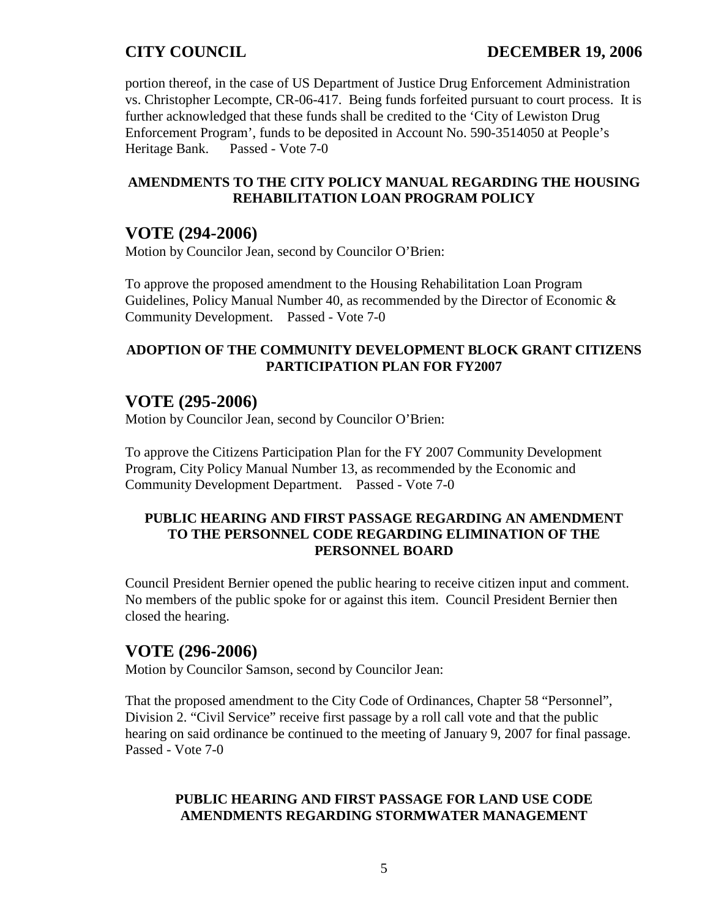portion thereof, in the case of US Department of Justice Drug Enforcement Administration vs. Christopher Lecompte, CR-06-417. Being funds forfeited pursuant to court process. It is further acknowledged that these funds shall be credited to the 'City of Lewiston Drug Enforcement Program', funds to be deposited in Account No. 590-3514050 at People's Heritage Bank. Passed - Vote 7-0

**AMENDMENTS TO THE CITY POLICY MANUAL REGARDING THE HOUSING REHABILITATION LOAN PROGRAM POLICY**

## VOTE (294-2006)

Motion by Councilor Jean, second by Councilor O'Brien:

To approve the proposed amendment to the Housing Rehabilitation Loan Program Guidelines, Policy Manual Number 40, as recommended by the Director of Economic & Community Development. Passed - Vote 7-0

**ADOPTION OF THE COMMUNITY DEVELOPMENT BLOCK GRANT CITIZENS PARTICIPATION PLAN FOR FY2007**

## VOTE (295-2006)

Motion by Councilor Jean, second by Councilor O'Brien:

To approve the Citizens Participation Plan for the FY 2007 Community Development Program, City Policy Manual Number 13, as recommended by the Economic and Community Development Department. Passed - Vote 7-0

**PUBLIC HEARING AND FIRST PASSAGE REGARDING AN AMENDMENT TO THE PERSONNEL CODE REGARDING ELIMINATION OF THE PERSONNEL BOARD**

Council President Bernier opened the public hearing to receive citizen input and comment. No members of the public spoke for or against this item. Council President Bernier then closed the hearing.

## VOTE (296-2006)

Motion by Councilor Samson, second by Councilor Jean:

That the proposed amendment to the City Code of Ordinances, Chapter 58 "Personnel", Division 2. "Civil Service" receive first passage by a roll call vote and that the public hearing on said ordinance be continued to the meeting of January 9, 2007 for final passage. Passed - Vote 7-0

**PUBLIC HEARING AND FIRST PASSAGE FOR LAND USE CODE AMENDMENTS REGARDING STORMWATER MANAGEMENT**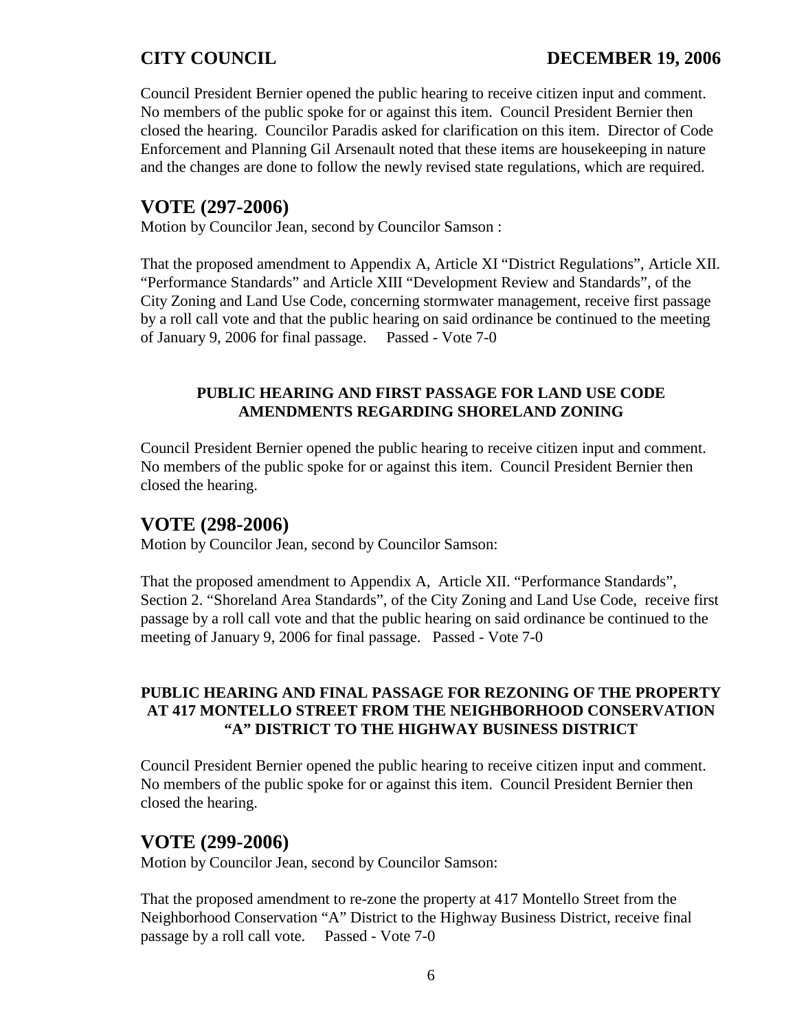Council President Bernier opened the public hearing to receive citizen input and comment. No members of the public spoke for or against this item. Council President Bernier then closed the hearing. Councilor Paradis asked for clarification on this item. Director of Code Enforcement and Planning Gil Arsenault noted that these items are housekeeping in nature and the changes are done to follow the newly revised state regulations, which are required.

## VOTE (297-2006)

Motion by Councilor Jean, second by Councilor Samson :

That the proposed amendment to Appendix A, Article XI "District Regulations", Article XII. "Performance Standards" and Article XIII "Development Review and Standards", of the City Zoning and Land Use Code, concerning stormwater management, receive first passage by a roll call vote and that the public hearing on said ordinance be continued to the meeting of January 9, 2006 for final passage. Passed - Vote 7-0

**PUBLIC HEARING AND FIRST PASSAGE FOR LAND USE CODE AMENDMENTS REGARDING SHORELAND ZONING**

Council President Bernier opened the public hearing to receive citizen input and comment. No members of the public spoke for or against this item. Council President Bernier then closed the hearing.

## VOTE (298-2006)

Motion by Councilor Jean, second by Councilor Samson:

That the proposed amendment to Appendix A, Article XII. "Performance Standards", Section 2. "Shoreland Area Standards", of the City Zoning and Land Use Code, receive first passage by a roll call vote and that the public hearing on said ordinance be continued to the meeting of January 9, 2006 for final passage. Passed - Vote 7-0

**PUBLIC HEARING AND FINAL PASSAGE FOR REZONING OF THE PROPERTY AT 417 MONTELLO STREET FROM THE NEIGHBORHOOD CONSERVATION "A" DISTRICT TO THE HIGHWAY BUSINESS DISTRICT**

Council President Bernier opened the public hearing to receive citizen input and comment. No members of the public spoke for or against this item. Council President Bernier then closed the hearing.

## VOTE (299-2006)

Motion by Councilor Jean, second by Councilor Samson:

That the proposed amendment to re-zone the property at 417 Montello Street from the Neighborhood Conservation "A" District to the Highway Business District, receive final passage by a roll call vote. Passed - Vote 7-0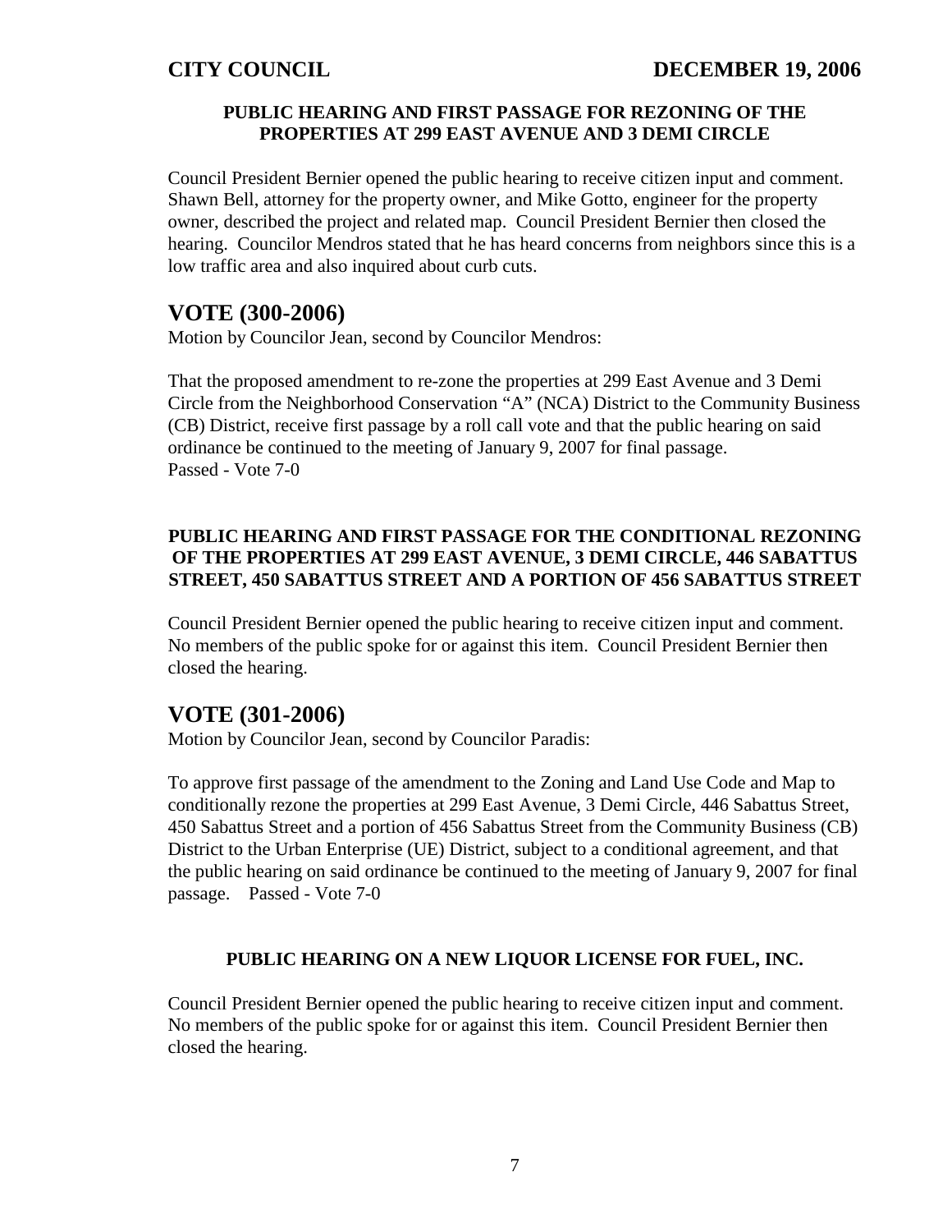**PUBLIC HEARING AND FIRST PASSAGE FOR REZONING OF THE PROPERTIES AT 299 EAST AVENUE AND 3 DEMI CIRCLE**

Council President Bernier opened the public hearing to receive citizen input and comment. Shawn Bell, attorney for the property owner, and Mike Gotto, engineer for the property owner, described the project and related map. Council President Bernier then closed the hearing. Councilor Mendros stated that he has heard concerns from neighbors since this is a low traffic area and also inquired about curb cuts.

## VOTE (300-2006)

Motion by Councilor Jean, second by Councilor Mendros:

That the proposed amendment to re-zone the properties at 299 East Avenue and 3 Demi Circle from the Neighborhood Conservation "A" (NCA) District to the Community Business (CB) District, receive first passage by a roll call vote and that the public hearing on said ordinance be continued to the meeting of January 9, 2007 for final passage.
Passed - Vote 7-0

**PUBLIC HEARING AND FIRST PASSAGE FOR THE CONDITIONAL REZONING OF THE PROPERTIES AT 299 EAST AVENUE, 3 DEMI CIRCLE, 446 SABATTUS STREET, 450 SABATTUS STREET AND A PORTION OF 456 SABATTUS STREET**

Council President Bernier opened the public hearing to receive citizen input and comment. No members of the public spoke for or against this item. Council President Bernier then closed the hearing.

## VOTE (301-2006)

Motion by Councilor Jean, second by Councilor Paradis:

To approve first passage of the amendment to the Zoning and Land Use Code and Map to conditionally rezone the properties at 299 East Avenue, 3 Demi Circle, 446 Sabattus Street, 450 Sabattus Street and a portion of 456 Sabattus Street from the Community Business (CB) District to the Urban Enterprise (UE) District, subject to a conditional agreement, and that the public hearing on said ordinance be continued to the meeting of January 9, 2007 for final passage. Passed - Vote 7-0

**PUBLIC HEARING ON A NEW LIQUOR LICENSE FOR FUEL, INC.**

Council President Bernier opened the public hearing to receive citizen input and comment. No members of the public spoke for or against this item. Council President Bernier then closed the hearing.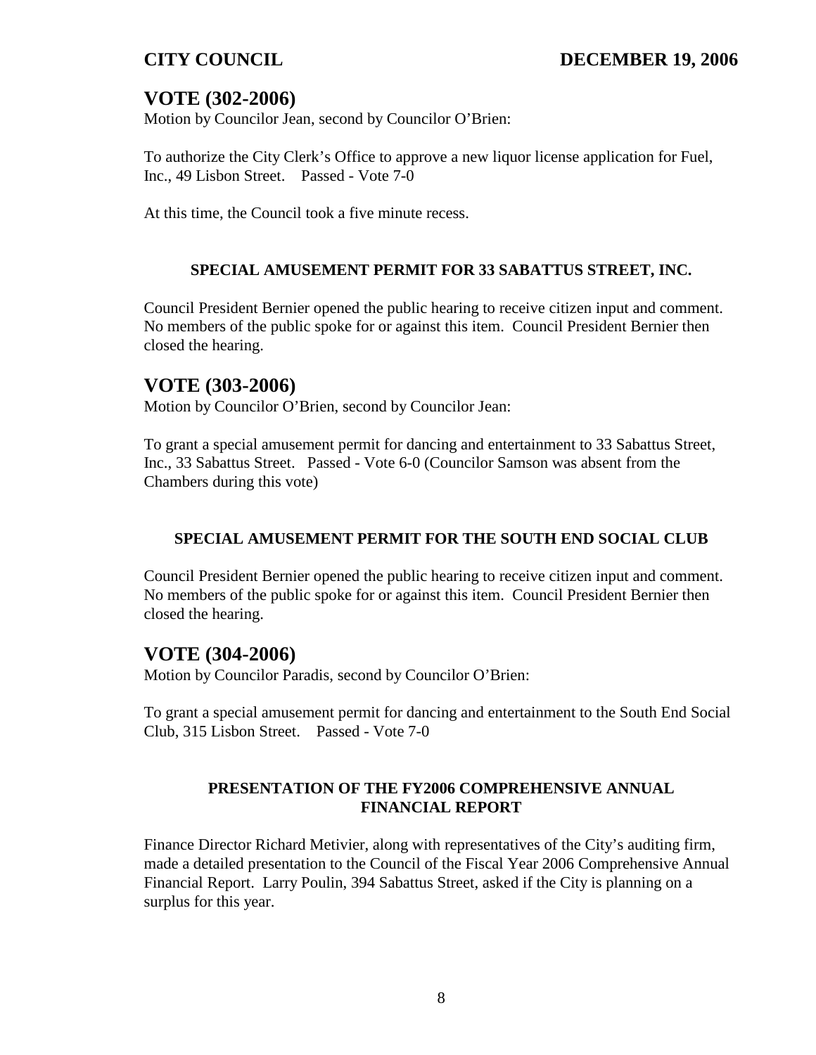## VOTE (302-2006)

Motion by Councilor Jean, second by Councilor O'Brien:

To authorize the City Clerk's Office to approve a new liquor license application for Fuel, Inc., 49 Lisbon Street. Passed - Vote 7-0

At this time, the Council took a five minute recess.

### SPECIAL AMUSEMENT PERMIT FOR 33 SABATTUS STREET, INC.

Council President Bernier opened the public hearing to receive citizen input and comment. No members of the public spoke for or against this item. Council President Bernier then closed the hearing.

## VOTE (303-2006)

Motion by Councilor O'Brien, second by Councilor Jean:

To grant a special amusement permit for dancing and entertainment to 33 Sabattus Street, Inc., 33 Sabattus Street. Passed - Vote 6-0 (Councilor Samson was absent from the Chambers during this vote)

### SPECIAL AMUSEMENT PERMIT FOR THE SOUTH END SOCIAL CLUB

Council President Bernier opened the public hearing to receive citizen input and comment. No members of the public spoke for or against this item. Council President Bernier then closed the hearing.

## VOTE (304-2006)

Motion by Councilor Paradis, second by Councilor O'Brien:

To grant a special amusement permit for dancing and entertainment to the South End Social Club, 315 Lisbon Street. Passed - Vote 7-0

### PRESENTATION OF THE FY2006 COMPREHENSIVE ANNUAL FINANCIAL REPORT

Finance Director Richard Metivier, along with representatives of the City's auditing firm, made a detailed presentation to the Council of the Fiscal Year 2006 Comprehensive Annual Financial Report. Larry Poulin, 394 Sabattus Street, asked if the City is planning on a surplus for this year.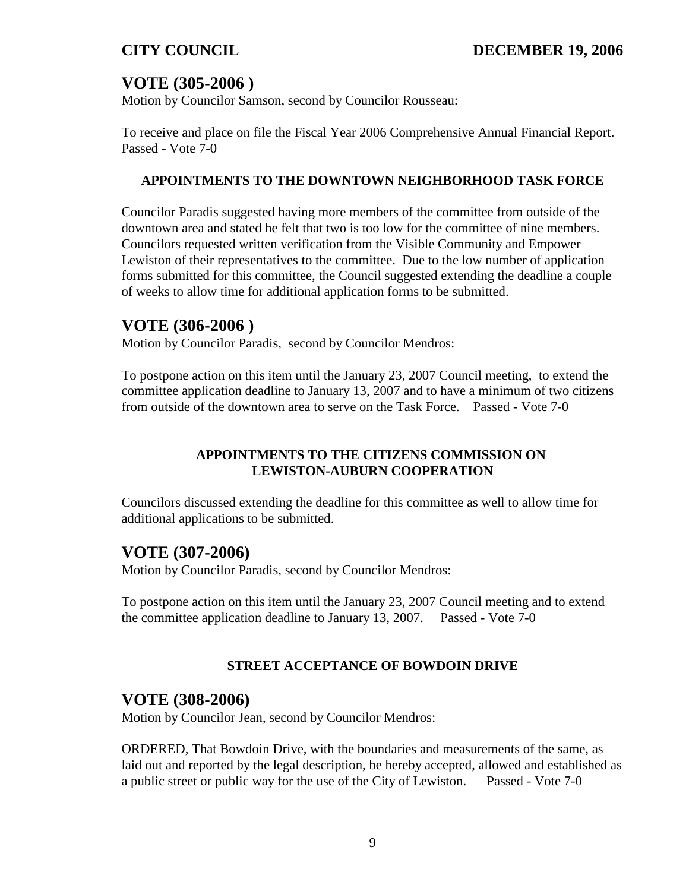## VOTE (305-2006 )

Motion by Councilor Samson, second by Councilor Rousseau:

To receive and place on file the Fiscal Year 2006 Comprehensive Annual Financial Report. Passed - Vote 7-0

### APPOINTMENTS TO THE DOWNTOWN NEIGHBORHOOD TASK FORCE

Councilor Paradis suggested having more members of the committee from outside of the downtown area and stated he felt that two is too low for the committee of nine members. Councilors requested written verification from the Visible Community and Empower Lewiston of their representatives to the committee. Due to the low number of application forms submitted for this committee, the Council suggested extending the deadline a couple of weeks to allow time for additional application forms to be submitted.

## VOTE (306-2006 )

Motion by Councilor Paradis, second by Councilor Mendros:

To postpone action on this item until the January 23, 2007 Council meeting, to extend the committee application deadline to January 13, 2007 and to have a minimum of two citizens from outside of the downtown area to serve on the Task Force. Passed - Vote 7-0

### APPOINTMENTS TO THE CITIZENS COMMISSION ON LEWISTON-AUBURN COOPERATION

Councilors discussed extending the deadline for this committee as well to allow time for additional applications to be submitted.

## VOTE (307-2006)

Motion by Councilor Paradis, second by Councilor Mendros:

To postpone action on this item until the January 23, 2007 Council meeting and to extend the committee application deadline to January 13, 2007. Passed - Vote 7-0

### STREET ACCEPTANCE OF BOWDOIN DRIVE

## VOTE (308-2006)

Motion by Councilor Jean, second by Councilor Mendros:

ORDERED, That Bowdoin Drive, with the boundaries and measurements of the same, as laid out and reported by the legal description, be hereby accepted, allowed and established as a public street or public way for the use of the City of Lewiston. Passed - Vote 7-0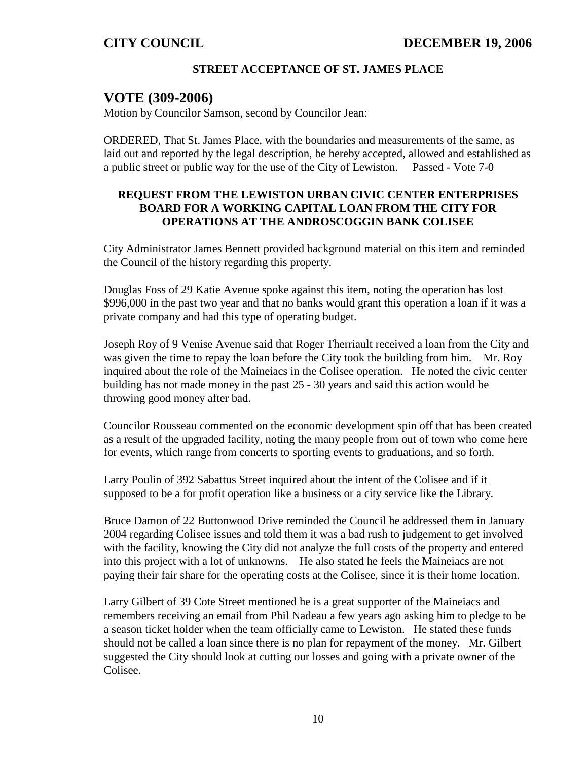**STREET ACCEPTANCE OF ST. JAMES PLACE**

## VOTE (309-2006)

Motion by Councilor Samson, second by Councilor Jean:

ORDERED, That St. James Place, with the boundaries and measurements of the same, as laid out and reported by the legal description, be hereby accepted, allowed and established as a public street or public way for the use of the City of Lewiston. Passed - Vote 7-0

**REQUEST FROM THE LEWISTON URBAN CIVIC CENTER ENTERPRISES BOARD FOR A WORKING CAPITAL LOAN FROM THE CITY FOR OPERATIONS AT THE ANDROSCOGGIN BANK COLISEE**

City Administrator James Bennett provided background material on this item and reminded the Council of the history regarding this property.

Douglas Foss of 29 Katie Avenue spoke against this item, noting the operation has lost $996,000 in the past two year and that no banks would grant this operation a loan if it was a private company and had this type of operating budget.

Joseph Roy of 9 Venise Avenue said that Roger Therriault received a loan from the City and was given the time to repay the loan before the City took the building from him. Mr. Roy inquired about the role of the Maineiacs in the Colisee operation. He noted the civic center building has not made money in the past 25 - 30 years and said this action would be throwing good money after bad.

Councilor Rousseau commented on the economic development spin off that has been created as a result of the upgraded facility, noting the many people from out of town who come here for events, which range from concerts to sporting events to graduations, and so forth.

Larry Poulin of 392 Sabattus Street inquired about the intent of the Colisee and if it supposed to be a for profit operation like a business or a city service like the Library.

Bruce Damon of 22 Buttonwood Drive reminded the Council he addressed them in January 2004 regarding Colisee issues and told them it was a bad rush to judgement to get involved with the facility, knowing the City did not analyze the full costs of the property and entered into this project with a lot of unknowns. He also stated he feels the Maineiacs are not paying their fair share for the operating costs at the Colisee, since it is their home location.

Larry Gilbert of 39 Cote Street mentioned he is a great supporter of the Maineiacs and remembers receiving an email from Phil Nadeau a few years ago asking him to pledge to be a season ticket holder when the team officially came to Lewiston. He stated these funds should not be called a loan since there is no plan for repayment of the money. Mr. Gilbert suggested the City should look at cutting our losses and going with a private owner of the Colisee.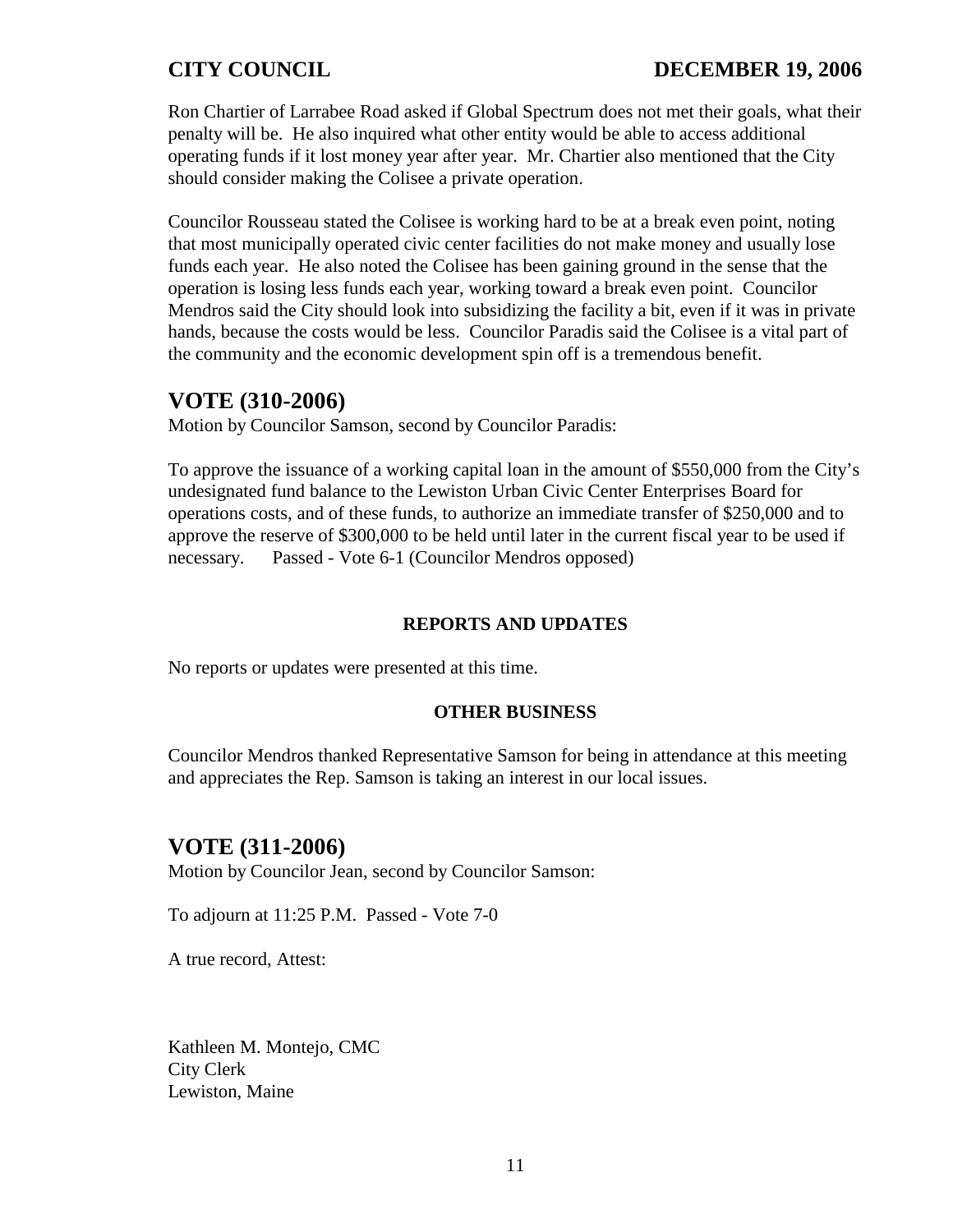Ron Chartier of Larrabee Road asked if Global Spectrum does not met their goals, what their penalty will be. He also inquired what other entity would be able to access additional operating funds if it lost money year after year. Mr. Chartier also mentioned that the City should consider making the Colisee a private operation.

Councilor Rousseau stated the Colisee is working hard to be at a break even point, noting that most municipally operated civic center facilities do not make money and usually lose funds each year. He also noted the Colisee has been gaining ground in the sense that the operation is losing less funds each year, working toward a break even point. Councilor Mendros said the City should look into subsidizing the facility a bit, even if it was in private hands, because the costs would be less. Councilor Paradis said the Colisee is a vital part of the community and the economic development spin off is a tremendous benefit.

## VOTE (310-2006)

Motion by Councilor Samson, second by Councilor Paradis:

To approve the issuance of a working capital loan in the amount of $550,000 from the City's undesignated fund balance to the Lewiston Urban Civic Center Enterprises Board for operations costs, and of these funds, to authorize an immediate transfer of $250,000 and to approve the reserve of $300,000 to be held until later in the current fiscal year to be used if necessary. Passed - Vote 6-1 (Councilor Mendros opposed)

**REPORTS AND UPDATES**

No reports or updates were presented at this time.

**OTHER BUSINESS**

Councilor Mendros thanked Representative Samson for being in attendance at this meeting and appreciates the Rep. Samson is taking an interest in our local issues.

## VOTE (311-2006)

Motion by Councilor Jean, second by Councilor Samson:

To adjourn at 11:25 P.M. Passed - Vote 7-0

A true record, Attest:

Kathleen M. Montejo, CMC
City Clerk
Lewiston, Maine